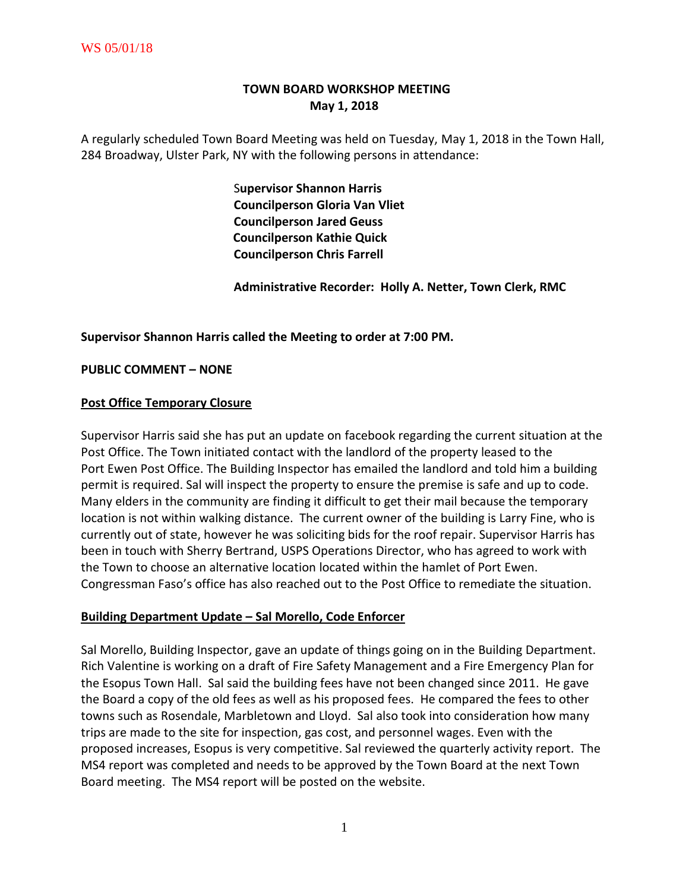# TOWN BOARD WORKSHOP MEETING
## May 1, 2018

A regularly scheduled Town Board Meeting was held on Tuesday, May 1, 2018 in the Town Hall, 284 Broadway, Ulster Park, NY with the following persons in attendance:

**Supervisor Shannon Harris**
**Councilperson Gloria Van Vliet**
**Councilperson Jared Geuss**
**Councilperson Kathie Quick**
**Councilperson Chris Farrell**

**Administrative Recorder: Holly A. Netter, Town Clerk, RMC**

**Supervisor Shannon Harris called the Meeting to order at 7:00 PM.**

**PUBLIC COMMENT – NONE**

**<u>Post Office Temporary Closure</u>**

Supervisor Harris said she has put an update on facebook regarding the current situation at the Post Office. The Town initiated contact with the landlord of the property leased to the Port Ewen Post Office. The Building Inspector has emailed the landlord and told him a building permit is required. Sal will inspect the property to ensure the premise is safe and up to code. Many elders in the community are finding it difficult to get their mail because the temporary location is not within walking distance. The current owner of the building is Larry Fine, who is currently out of state, however he was soliciting bids for the roof repair. Supervisor Harris has been in touch with Sherry Bertrand, USPS Operations Director, who has agreed to work with the Town to choose an alternative location located within the hamlet of Port Ewen. Congressman Faso's office has also reached out to the Post Office to remediate the situation.

**<u>Building Department Update – Sal Morello, Code Enforcer</u>**

Sal Morello, Building Inspector, gave an update of things going on in the Building Department. Rich Valentine is working on a draft of Fire Safety Management and a Fire Emergency Plan for the Esopus Town Hall. Sal said the building fees have not been changed since 2011. He gave the Board a copy of the old fees as well as his proposed fees. He compared the fees to other towns such as Rosendale, Marbletown and Lloyd. Sal also took into consideration how many trips are made to the site for inspection, gas cost, and personnel wages. Even with the proposed increases, Esopus is very competitive. Sal reviewed the quarterly activity report. The MS4 report was completed and needs to be approved by the Town Board at the next Town Board meeting. The MS4 report will be posted on the website.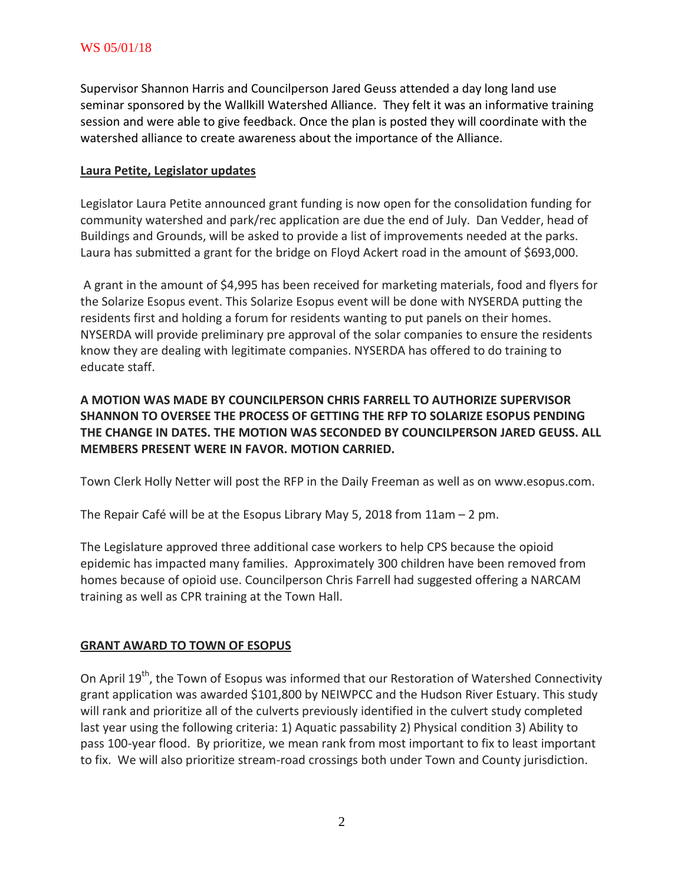Supervisor Shannon Harris and Councilperson Jared Geuss attended a day long land use seminar sponsored by the Wallkill Watershed Alliance. They felt it was an informative training session and were able to give feedback. Once the plan is posted they will coordinate with the watershed alliance to create awareness about the importance of the Alliance.

**Laura Petite, Legislator updates**

Legislator Laura Petite announced grant funding is now open for the consolidation funding for community watershed and park/rec application are due the end of July. Dan Vedder, head of Buildings and Grounds, will be asked to provide a list of improvements needed at the parks. Laura has submitted a grant for the bridge on Floyd Ackert road in the amount of $693,000.

A grant in the amount of $4,995 has been received for marketing materials, food and flyers for the Solarize Esopus event. This Solarize Esopus event will be done with NYSERDA putting the residents first and holding a forum for residents wanting to put panels on their homes. NYSERDA will provide preliminary pre approval of the solar companies to ensure the residents know they are dealing with legitimate companies. NYSERDA has offered to do training to educate staff.

**A MOTION WAS MADE BY COUNCILPERSON CHRIS FARRELL TO AUTHORIZE SUPERVISOR SHANNON TO OVERSEE THE PROCESS OF GETTING THE RFP TO SOLARIZE ESOPUS PENDING THE CHANGE IN DATES. THE MOTION WAS SECONDED BY COUNCILPERSON JARED GEUSS. ALL MEMBERS PRESENT WERE IN FAVOR. MOTION CARRIED.**

Town Clerk Holly Netter will post the RFP in the Daily Freeman as well as on www.esopus.com.

The Repair Café will be at the Esopus Library May 5, 2018 from 11am – 2 pm.

The Legislature approved three additional case workers to help CPS because the opioid epidemic has impacted many families. Approximately 300 children have been removed from homes because of opioid use. Councilperson Chris Farrell had suggested offering a NARCAM training as well as CPR training at the Town Hall.

**GRANT AWARD TO TOWN OF ESOPUS**

On April 19th, the Town of Esopus was informed that our Restoration of Watershed Connectivity grant application was awarded $101,800 by NEIWPCC and the Hudson River Estuary. This study will rank and prioritize all of the culverts previously identified in the culvert study completed last year using the following criteria: 1) Aquatic passability 2) Physical condition 3) Ability to pass 100-year flood. By prioritize, we mean rank from most important to fix to least important to fix. We will also prioritize stream-road crossings both under Town and County jurisdiction.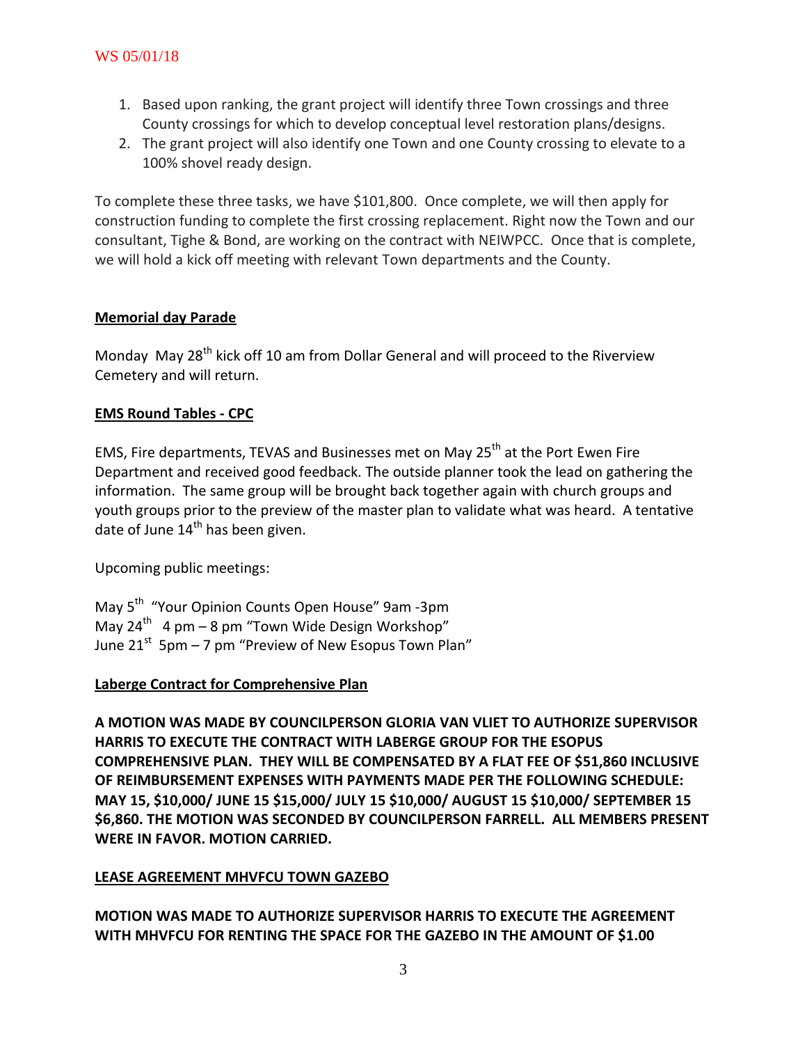1. Based upon ranking, the grant project will identify three Town crossings and three County crossings for which to develop conceptual level restoration plans/designs.
2. The grant project will also identify one Town and one County crossing to elevate to a 100% shovel ready design.

To complete these three tasks, we have $101,800. Once complete, we will then apply for construction funding to complete the first crossing replacement. Right now the Town and our consultant, Tighe & Bond, are working on the contract with NEIWPCC. Once that is complete, we will hold a kick off meeting with relevant Town departments and the County.

**Memorial day Parade**

Monday May 28th kick off 10 am from Dollar General and will proceed to the Riverview Cemetery and will return.

**EMS Round Tables - CPC**

EMS, Fire departments, TEVAS and Businesses met on May 25th at the Port Ewen Fire Department and received good feedback. The outside planner took the lead on gathering the information. The same group will be brought back together again with church groups and youth groups prior to the preview of the master plan to validate what was heard. A tentative date of June 14th has been given.

Upcoming public meetings:

May 5th "Your Opinion Counts Open House" 9am -3pm
May 24th 4 pm – 8 pm "Town Wide Design Workshop"
June 21st 5pm – 7 pm "Preview of New Esopus Town Plan"

**Laberge Contract for Comprehensive Plan**

**A MOTION WAS MADE BY COUNCILPERSON GLORIA VAN VLIET TO AUTHORIZE SUPERVISOR HARRIS TO EXECUTE THE CONTRACT WITH LABERGE GROUP FOR THE ESOPUS COMPREHENSIVE PLAN. THEY WILL BE COMPENSATED BY A FLAT FEE OF $51,860 INCLUSIVE OF REIMBURSEMENT EXPENSES WITH PAYMENTS MADE PER THE FOLLOWING SCHEDULE: MAY 15, $10,000/ JUNE 15 $15,000/ JULY 15 $10,000/ AUGUST 15 $10,000/ SEPTEMBER 15 $6,860. THE MOTION WAS SECONDED BY COUNCILPERSON FARRELL. ALL MEMBERS PRESENT WERE IN FAVOR. MOTION CARRIED.**

**LEASE AGREEMENT MHVFCU TOWN GAZEBO**

**MOTION WAS MADE TO AUTHORIZE SUPERVISOR HARRIS TO EXECUTE THE AGREEMENT WITH MHVFCU FOR RENTING THE SPACE FOR THE GAZEBO IN THE AMOUNT OF $1.00**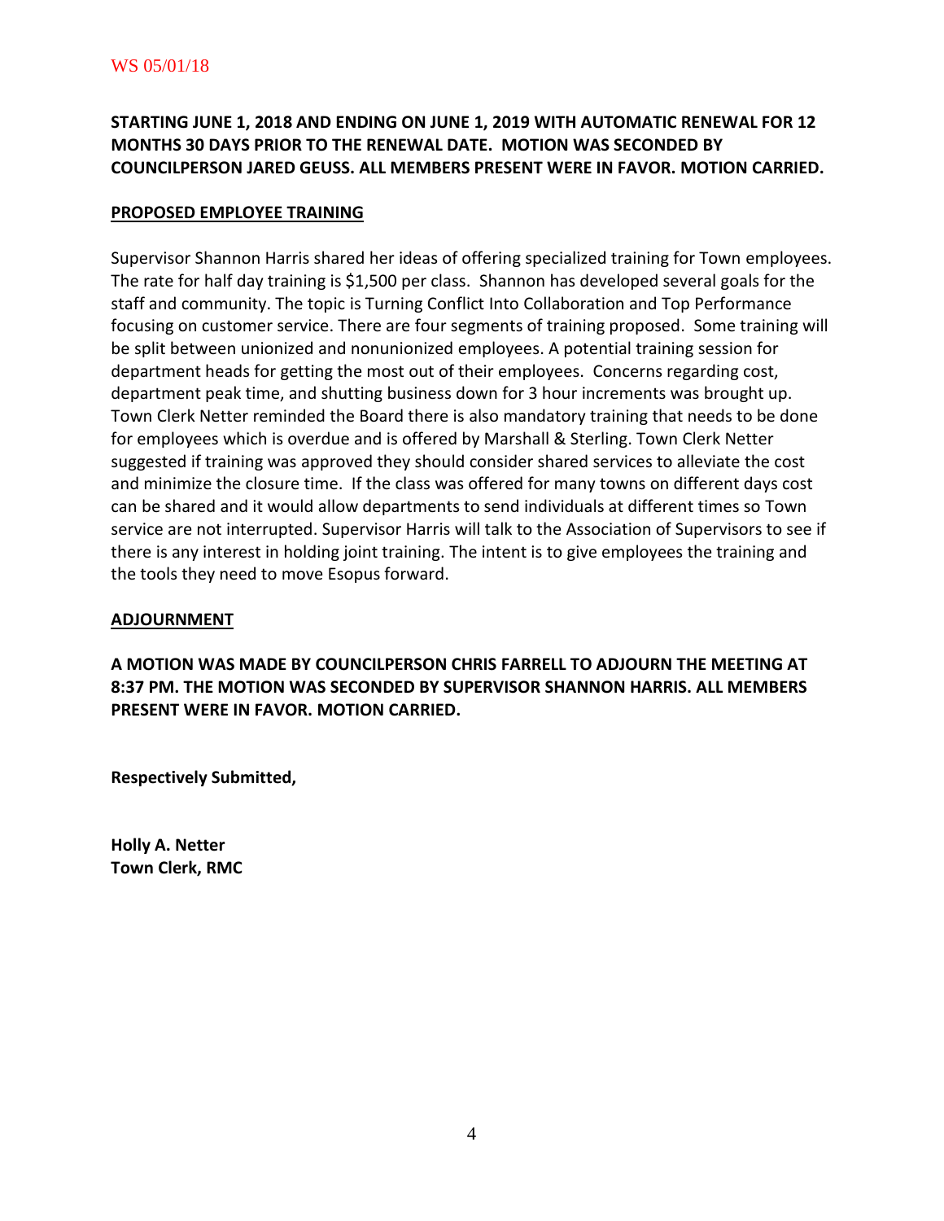**STARTING JUNE 1, 2018 AND ENDING ON JUNE 1, 2019 WITH AUTOMATIC RENEWAL FOR 12 MONTHS 30 DAYS PRIOR TO THE RENEWAL DATE. MOTION WAS SECONDED BY COUNCILPERSON JARED GEUSS. ALL MEMBERS PRESENT WERE IN FAVOR. MOTION CARRIED.**

## PROPOSED EMPLOYEE TRAINING

Supervisor Shannon Harris shared her ideas of offering specialized training for Town employees. The rate for half day training is $1,500 per class. Shannon has developed several goals for the staff and community. The topic is Turning Conflict Into Collaboration and Top Performance focusing on customer service. There are four segments of training proposed. Some training will be split between unionized and nonunionized employees. A potential training session for department heads for getting the most out of their employees. Concerns regarding cost, department peak time, and shutting business down for 3 hour increments was brought up. Town Clerk Netter reminded the Board there is also mandatory training that needs to be done for employees which is overdue and is offered by Marshall & Sterling. Town Clerk Netter suggested if training was approved they should consider shared services to alleviate the cost and minimize the closure time. If the class was offered for many towns on different days cost can be shared and it would allow departments to send individuals at different times so Town service are not interrupted. Supervisor Harris will talk to the Association of Supervisors to see if there is any interest in holding joint training. The intent is to give employees the training and the tools they need to move Esopus forward.

## ADJOURNMENT

**A MOTION WAS MADE BY COUNCILPERSON CHRIS FARRELL TO ADJOURN THE MEETING AT 8:37 PM. THE MOTION WAS SECONDED BY SUPERVISOR SHANNON HARRIS. ALL MEMBERS PRESENT WERE IN FAVOR. MOTION CARRIED.**

**Respectively Submitted,**

**Holly A. Netter**
**Town Clerk, RMC**